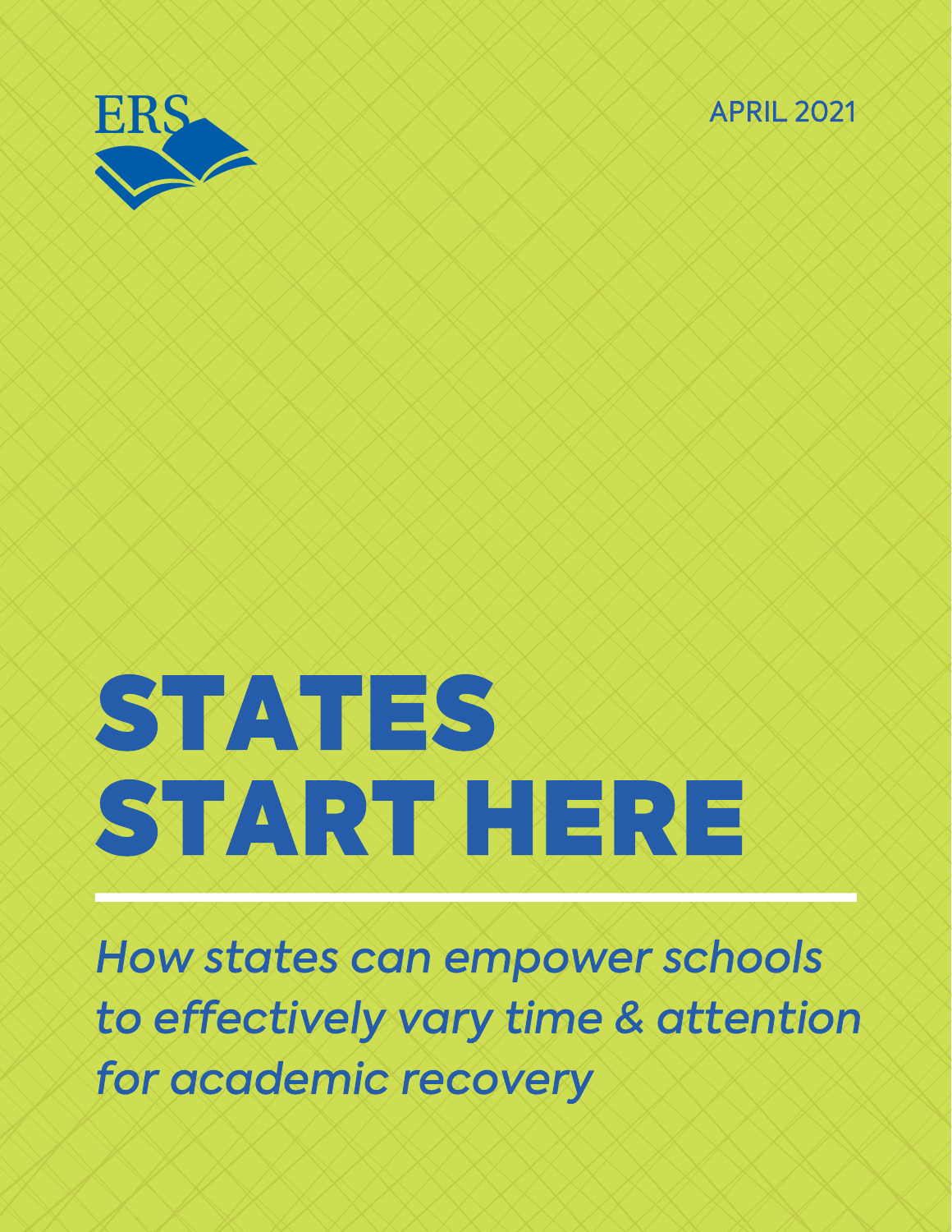ERS

APRIL 2021

# STATES START HERE

*How states can empower schools to effectively vary time & attention for academic recovery*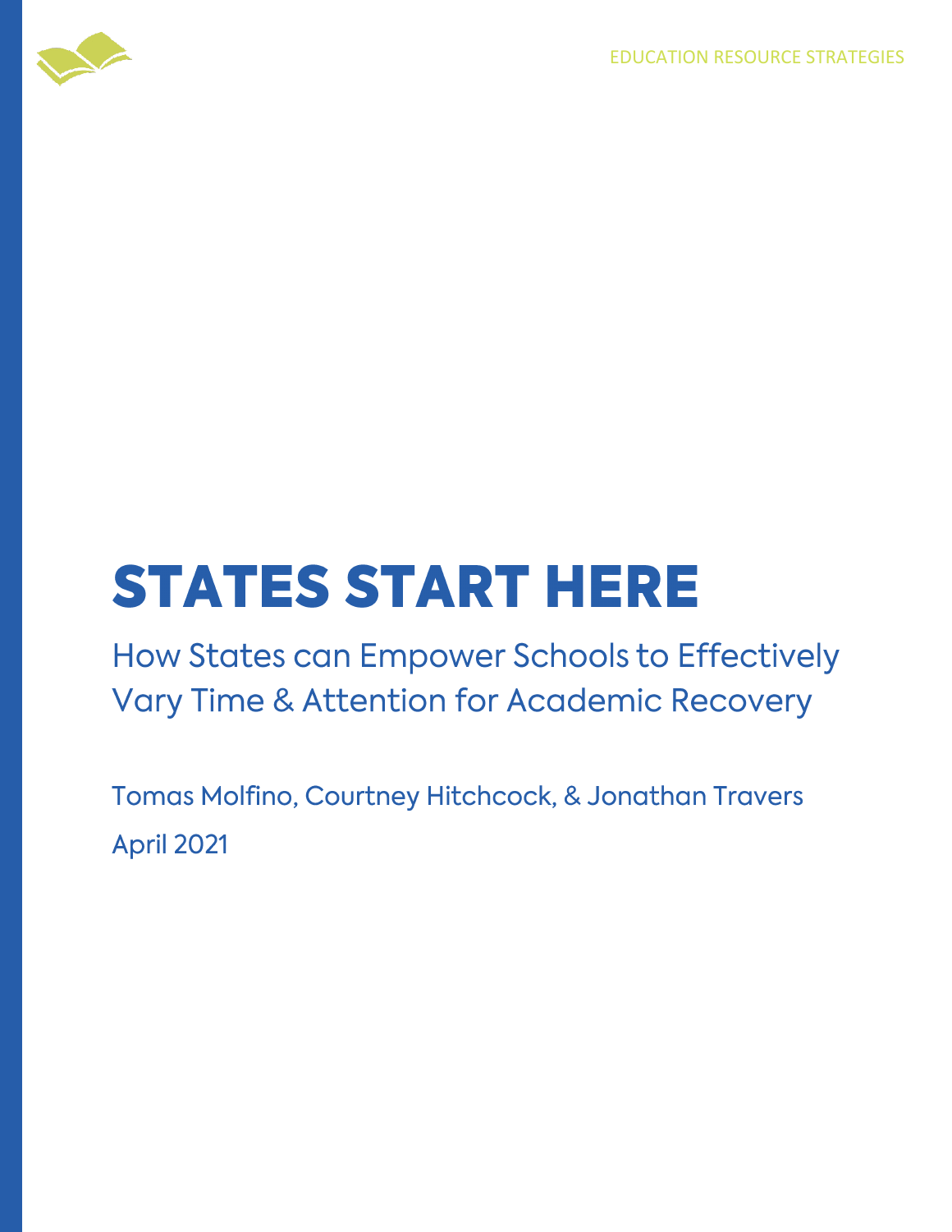EDUCATION RESOURCE STRATEGIES

# STATES START HERE

## How States can Empower Schools to Effectively Vary Time & Attention for Academic Recovery

Tomas Molfino, Courtney Hitchcock, & Jonathan Travers

April 2021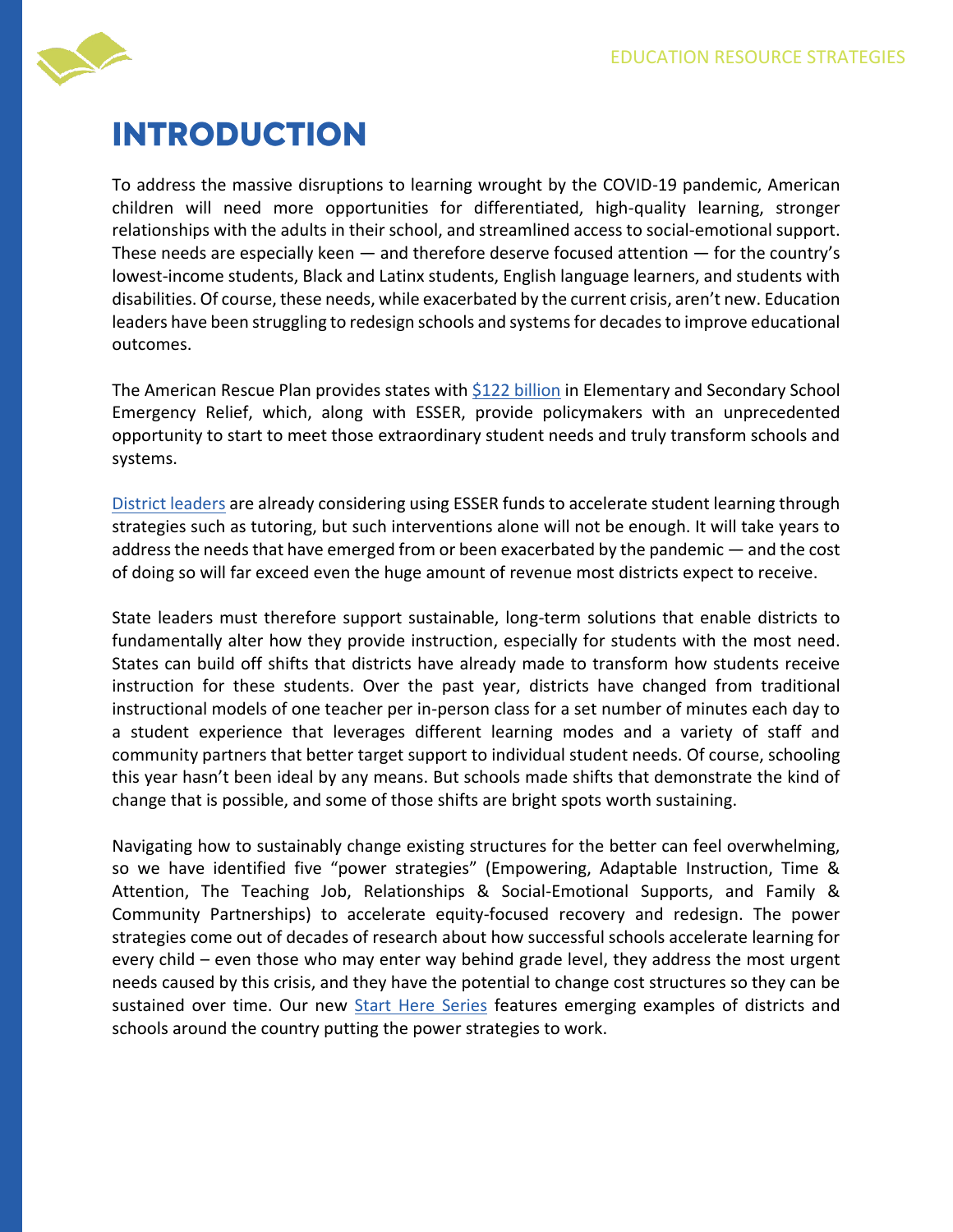# INTRODUCTION

To address the massive disruptions to learning wrought by the COVID-19 pandemic, American children will need more opportunities for differentiated, high-quality learning, stronger relationships with the adults in their school, and streamlined access to social-emotional support. These needs are especially keen — and therefore deserve focused attention — for the country's lowest-income students, Black and Latinx students, English language learners, and students with disabilities. Of course, these needs, while exacerbated by the current crisis, aren't new. Education leaders have been struggling to redesign schools and systems for decades to improve educational outcomes.

The American Rescue Plan provides states with $122 billion in Elementary and Secondary School Emergency Relief, which, along with ESSER, provide policymakers with an unprecedented opportunity to start to meet those extraordinary student needs and truly transform schools and systems.

District leaders are already considering using ESSER funds to accelerate student learning through strategies such as tutoring, but such interventions alone will not be enough. It will take years to address the needs that have emerged from or been exacerbated by the pandemic — and the cost of doing so will far exceed even the huge amount of revenue most districts expect to receive.

State leaders must therefore support sustainable, long-term solutions that enable districts to fundamentally alter how they provide instruction, especially for students with the most need. States can build off shifts that districts have already made to transform how students receive instruction for these students. Over the past year, districts have changed from traditional instructional models of one teacher per in-person class for a set number of minutes each day to a student experience that leverages different learning modes and a variety of staff and community partners that better target support to individual student needs. Of course, schooling this year hasn't been ideal by any means. But schools made shifts that demonstrate the kind of change that is possible, and some of those shifts are bright spots worth sustaining.

Navigating how to sustainably change existing structures for the better can feel overwhelming, so we have identified five "power strategies" (Empowering, Adaptable Instruction, Time & Attention, The Teaching Job, Relationships & Social-Emotional Supports, and Family & Community Partnerships) to accelerate equity-focused recovery and redesign. The power strategies come out of decades of research about how successful schools accelerate learning for every child – even those who may enter way behind grade level, they address the most urgent needs caused by this crisis, and they have the potential to change cost structures so they can be sustained over time. Our new Start Here Series features emerging examples of districts and schools around the country putting the power strategies to work.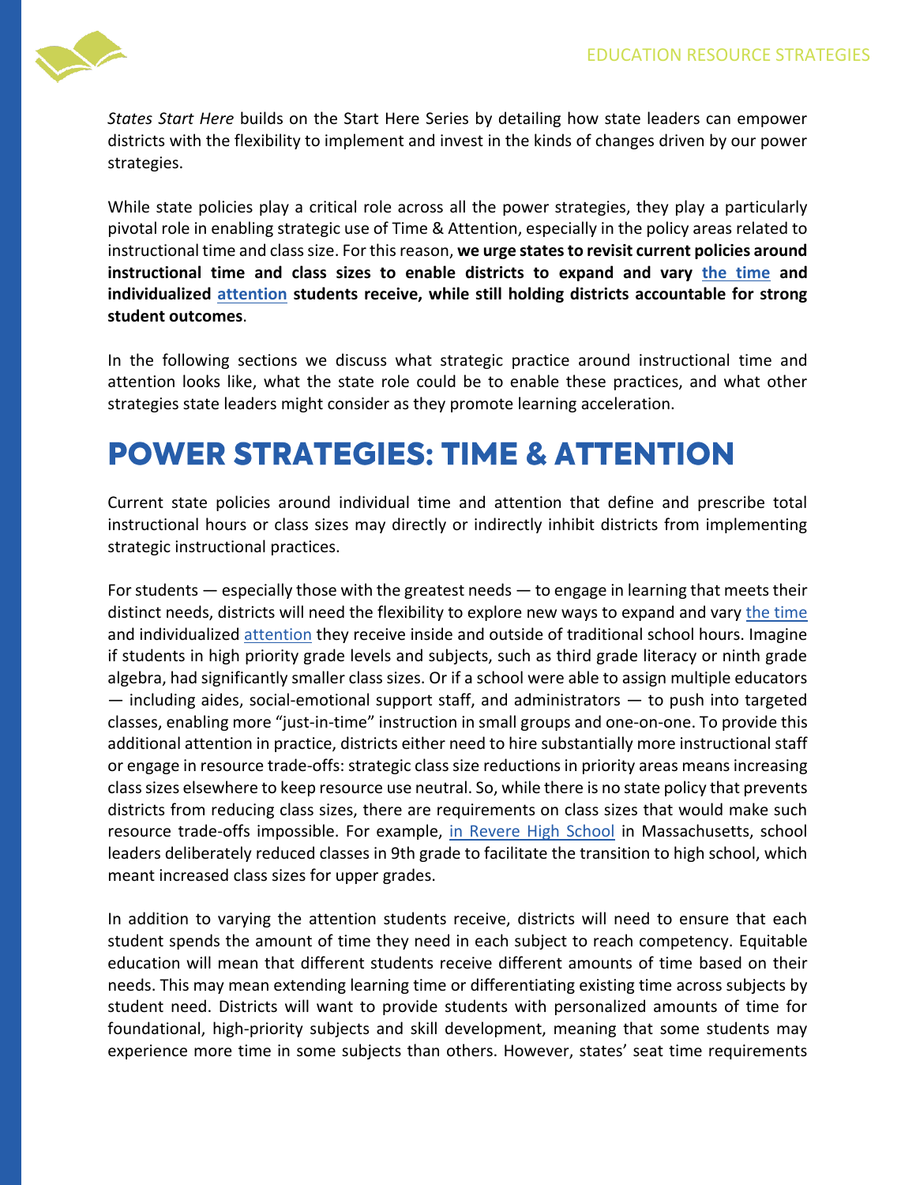*States Start Here* builds on the Start Here Series by detailing how state leaders can empower districts with the flexibility to implement and invest in the kinds of changes driven by our power strategies.

While state policies play a critical role across all the power strategies, they play a particularly pivotal role in enabling strategic use of Time & Attention, especially in the policy areas related to instructional time and class size. For this reason, **we urge states to revisit current policies around instructional time and class sizes to enable districts to expand and vary the time and individualized attention students receive, while still holding districts accountable for strong student outcomes**.

In the following sections we discuss what strategic practice around instructional time and attention looks like, what the state role could be to enable these practices, and what other strategies state leaders might consider as they promote learning acceleration.

# POWER STRATEGIES: TIME & ATTENTION

Current state policies around individual time and attention that define and prescribe total instructional hours or class sizes may directly or indirectly inhibit districts from implementing strategic instructional practices.

For students — especially those with the greatest needs — to engage in learning that meets their distinct needs, districts will need the flexibility to explore new ways to expand and vary the time and individualized attention they receive inside and outside of traditional school hours. Imagine if students in high priority grade levels and subjects, such as third grade literacy or ninth grade algebra, had significantly smaller class sizes. Or if a school were able to assign multiple educators — including aides, social-emotional support staff, and administrators — to push into targeted classes, enabling more "just-in-time" instruction in small groups and one-on-one. To provide this additional attention in practice, districts either need to hire substantially more instructional staff or engage in resource trade-offs: strategic class size reductions in priority areas means increasing class sizes elsewhere to keep resource use neutral. So, while there is no state policy that prevents districts from reducing class sizes, there are requirements on class sizes that would make such resource trade-offs impossible. For example, in Revere High School in Massachusetts, school leaders deliberately reduced classes in 9th grade to facilitate the transition to high school, which meant increased class sizes for upper grades.

In addition to varying the attention students receive, districts will need to ensure that each student spends the amount of time they need in each subject to reach competency. Equitable education will mean that different students receive different amounts of time based on their needs. This may mean extending learning time or differentiating existing time across subjects by student need. Districts will want to provide students with personalized amounts of time for foundational, high-priority subjects and skill development, meaning that some students may experience more time in some subjects than others. However, states' seat time requirements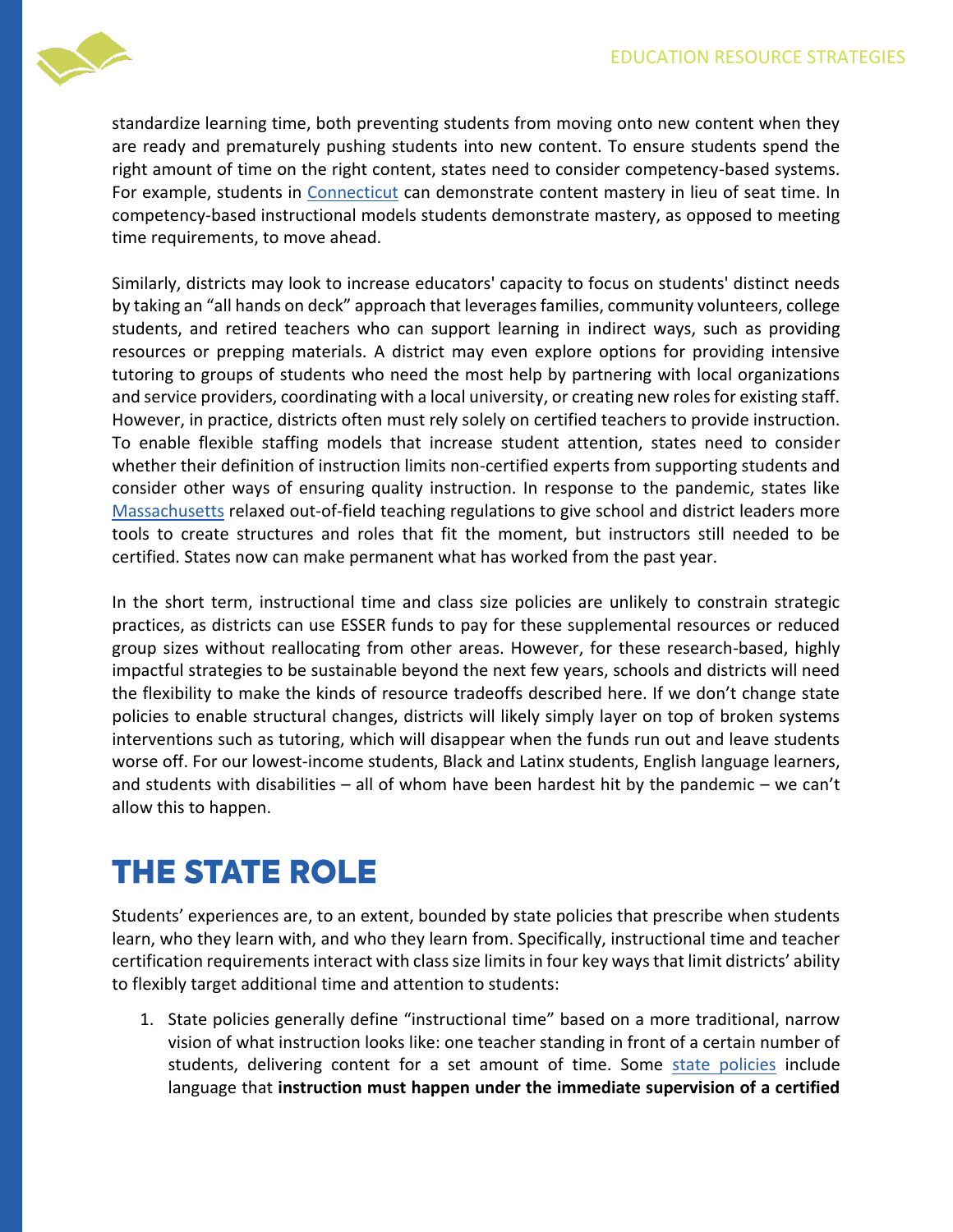standardize learning time, both preventing students from moving onto new content when they are ready and prematurely pushing students into new content. To ensure students spend the right amount of time on the right content, states need to consider competency-based systems. For example, students in [Connecticut](#) can demonstrate content mastery in lieu of seat time. In competency-based instructional models students demonstrate mastery, as opposed to meeting time requirements, to move ahead.

Similarly, districts may look to increase educators' capacity to focus on students' distinct needs by taking an "all hands on deck" approach that leverages families, community volunteers, college students, and retired teachers who can support learning in indirect ways, such as providing resources or prepping materials. A district may even explore options for providing intensive tutoring to groups of students who need the most help by partnering with local organizations and service providers, coordinating with a local university, or creating new roles for existing staff. However, in practice, districts often must rely solely on certified teachers to provide instruction. To enable flexible staffing models that increase student attention, states need to consider whether their definition of instruction limits non-certified experts from supporting students and consider other ways of ensuring quality instruction. In response to the pandemic, states like [Massachusetts](#) relaxed out-of-field teaching regulations to give school and district leaders more tools to create structures and roles that fit the moment, but instructors still needed to be certified. States now can make permanent what has worked from the past year.

In the short term, instructional time and class size policies are unlikely to constrain strategic practices, as districts can use ESSER funds to pay for these supplemental resources or reduced group sizes without reallocating from other areas. However, for these research-based, highly impactful strategies to be sustainable beyond the next few years, schools and districts will need the flexibility to make the kinds of resource tradeoffs described here. If we don't change state policies to enable structural changes, districts will likely simply layer on top of broken systems interventions such as tutoring, which will disappear when the funds run out and leave students worse off. For our lowest-income students, Black and Latinx students, English language learners, and students with disabilities – all of whom have been hardest hit by the pandemic – we can't allow this to happen.

## THE STATE ROLE

Students' experiences are, to an extent, bounded by state policies that prescribe when students learn, who they learn with, and who they learn from. Specifically, instructional time and teacher certification requirements interact with class size limits in four key ways that limit districts' ability to flexibly target additional time and attention to students:

1. State policies generally define "instructional time" based on a more traditional, narrow vision of what instruction looks like: one teacher standing in front of a certain number of students, delivering content for a set amount of time. Some [state policies](#) include language that **instruction must happen under the immediate supervision of a certified**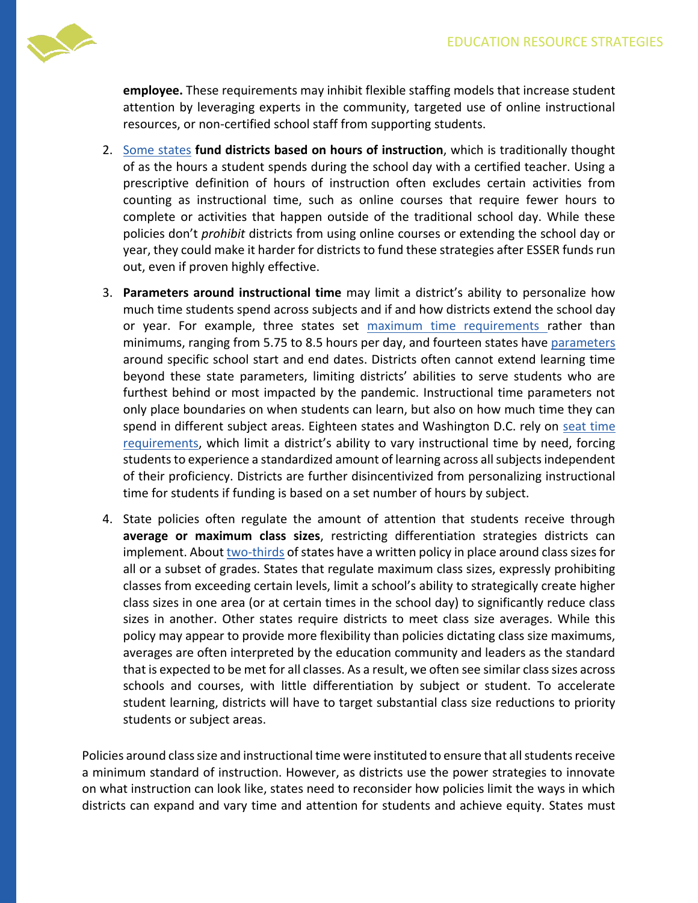**employee.** These requirements may inhibit flexible staffing models that increase student attention by leveraging experts in the community, targeted use of online instructional resources, or non-certified school staff from supporting students.

2. Some states **fund districts based on hours of instruction**, which is traditionally thought of as the hours a student spends during the school day with a certified teacher. Using a prescriptive definition of hours of instruction often excludes certain activities from counting as instructional time, such as online courses that require fewer hours to complete or activities that happen outside of the traditional school day. While these policies don't *prohibit* districts from using online courses or extending the school day or year, they could make it harder for districts to fund these strategies after ESSER funds run out, even if proven highly effective.

3. **Parameters around instructional time** may limit a district's ability to personalize how much time students spend across subjects and if and how districts extend the school day or year. For example, three states set maximum time requirements rather than minimums, ranging from 5.75 to 8.5 hours per day, and fourteen states have parameters around specific school start and end dates. Districts often cannot extend learning time beyond these state parameters, limiting districts' abilities to serve students who are furthest behind or most impacted by the pandemic. Instructional time parameters not only place boundaries on when students can learn, but also on how much time they can spend in different subject areas. Eighteen states and Washington D.C. rely on seat time requirements, which limit a district's ability to vary instructional time by need, forcing students to experience a standardized amount of learning across all subjects independent of their proficiency. Districts are further disincentivized from personalizing instructional time for students if funding is based on a set number of hours by subject.

4. State policies often regulate the amount of attention that students receive through **average or maximum class sizes**, restricting differentiation strategies districts can implement. About two-thirds of states have a written policy in place around class sizes for all or a subset of grades. States that regulate maximum class sizes, expressly prohibiting classes from exceeding certain levels, limit a school's ability to strategically create higher class sizes in one area (or at certain times in the school day) to significantly reduce class sizes in another. Other states require districts to meet class size averages. While this policy may appear to provide more flexibility than policies dictating class size maximums, averages are often interpreted by the education community and leaders as the standard that is expected to be met for all classes. As a result, we often see similar class sizes across schools and courses, with little differentiation by subject or student. To accelerate student learning, districts will have to target substantial class size reductions to priority students or subject areas.

Policies around class size and instructional time were instituted to ensure that all students receive a minimum standard of instruction. However, as districts use the power strategies to innovate on what instruction can look like, states need to reconsider how policies limit the ways in which districts can expand and vary time and attention for students and achieve equity. States must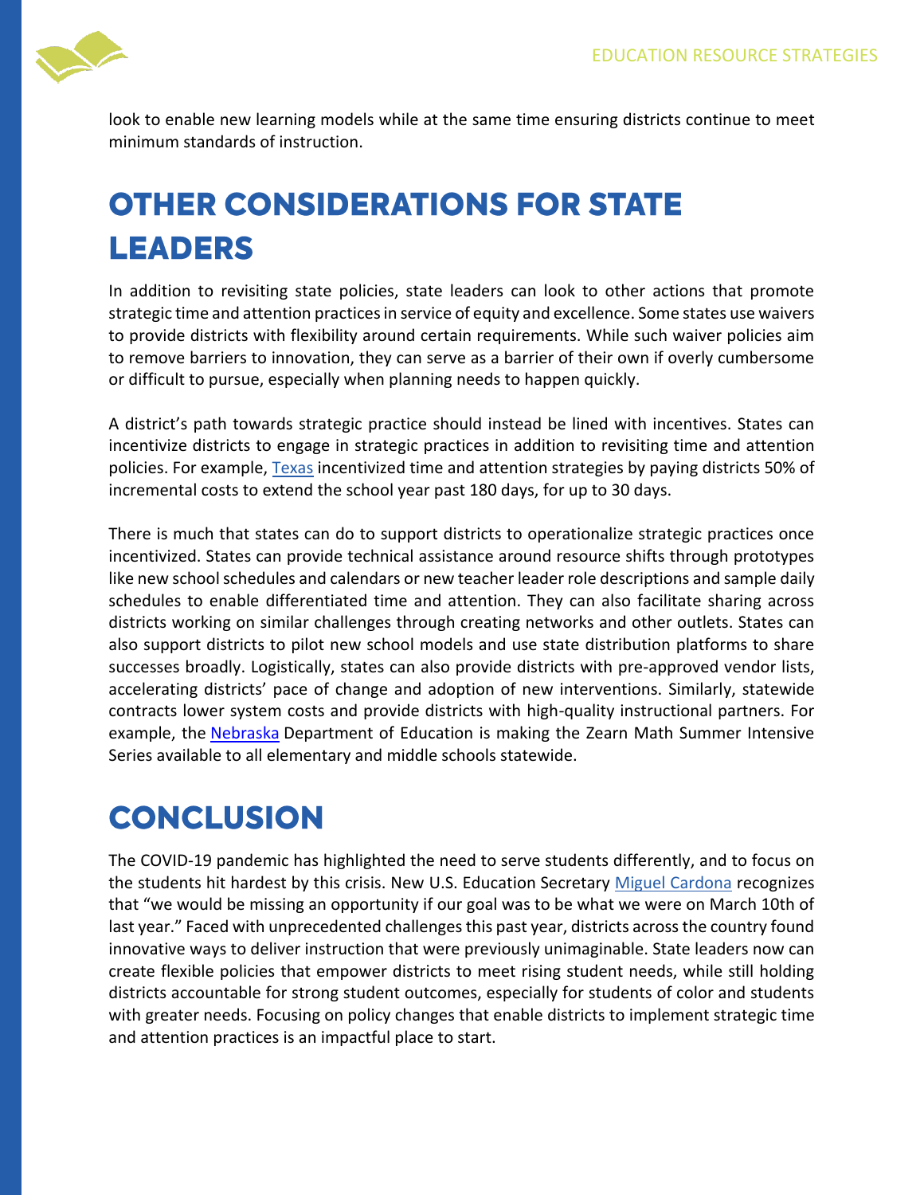look to enable new learning models while at the same time ensuring districts continue to meet minimum standards of instruction.

# OTHER CONSIDERATIONS FOR STATE LEADERS

In addition to revisiting state policies, state leaders can look to other actions that promote strategic time and attention practices in service of equity and excellence. Some states use waivers to provide districts with flexibility around certain requirements. While such waiver policies aim to remove barriers to innovation, they can serve as a barrier of their own if overly cumbersome or difficult to pursue, especially when planning needs to happen quickly.

A district's path towards strategic practice should instead be lined with incentives. States can incentivize districts to engage in strategic practices in addition to revisiting time and attention policies. For example, Texas incentivized time and attention strategies by paying districts 50% of incremental costs to extend the school year past 180 days, for up to 30 days.

There is much that states can do to support districts to operationalize strategic practices once incentivized. States can provide technical assistance around resource shifts through prototypes like new school schedules and calendars or new teacher leader role descriptions and sample daily schedules to enable differentiated time and attention. They can also facilitate sharing across districts working on similar challenges through creating networks and other outlets. States can also support districts to pilot new school models and use state distribution platforms to share successes broadly. Logistically, states can also provide districts with pre-approved vendor lists, accelerating districts' pace of change and adoption of new interventions. Similarly, statewide contracts lower system costs and provide districts with high-quality instructional partners. For example, the Nebraska Department of Education is making the Zearn Math Summer Intensive Series available to all elementary and middle schools statewide.

# CONCLUSION

The COVID-19 pandemic has highlighted the need to serve students differently, and to focus on the students hit hardest by this crisis. New U.S. Education Secretary Miguel Cardona recognizes that "we would be missing an opportunity if our goal was to be what we were on March 10th of last year." Faced with unprecedented challenges this past year, districts across the country found innovative ways to deliver instruction that were previously unimaginable. State leaders now can create flexible policies that empower districts to meet rising student needs, while still holding districts accountable for strong student outcomes, especially for students of color and students with greater needs. Focusing on policy changes that enable districts to implement strategic time and attention practices is an impactful place to start.